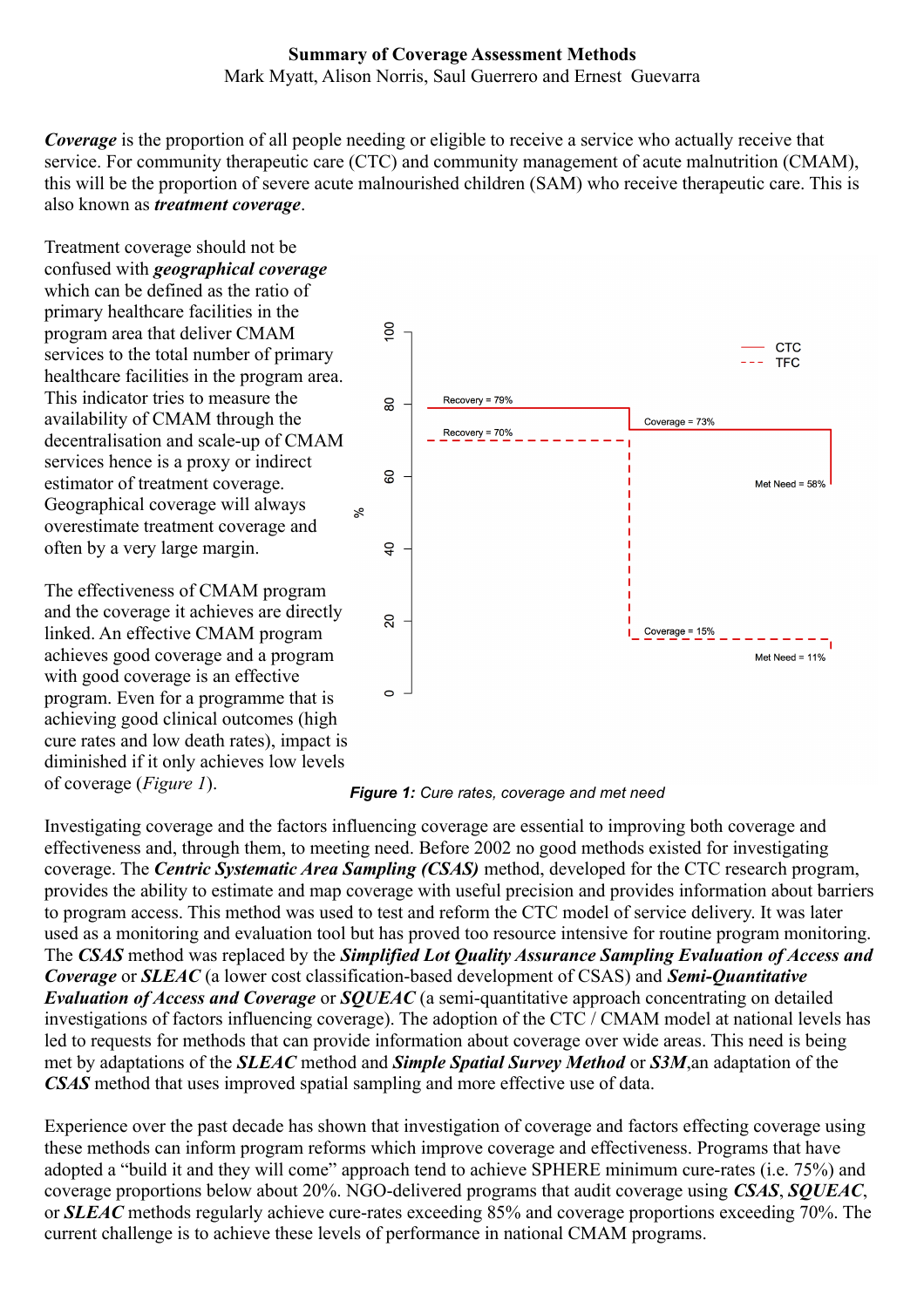**Summary of Coverage Assessment Methods**

Mark Myatt, Alison Norris, Saul Guerrero and Ernest Guevarra

***Coverage*** is the proportion of all people needing or eligible to receive a service who actually receive that service. For community therapeutic care (CTC) and community management of acute malnutrition (CMAM), this will be the proportion of severe acute malnourished children (SAM) who receive therapeutic care. This is also known as ***treatment coverage***.

Treatment coverage should not be confused with ***geographical coverage*** which can be defined as the ratio of primary healthcare facilities in the program area that deliver CMAM services to the total number of primary healthcare facilities in the program area. This indicator tries to measure the availability of CMAM through the decentralisation and scale-up of CMAM services hence is a proxy or indirect estimator of treatment coverage. Geographical coverage will always overestimate treatment coverage and often by a very large margin.

The effectiveness of CMAM program and the coverage it achieves are directly linked. An effective CMAM program achieves good coverage and a program with good coverage is an effective program. Even for a programme that is achieving good clinical outcomes (high cure rates and low death rates), impact is diminished if it only achieves low levels of coverage (*Figure 1*).

***Figure 1:*** *Cure rates, coverage and met need*

Investigating coverage and the factors influencing coverage are essential to improving both coverage and effectiveness and, through them, to meeting need. Before 2002 no good methods existed for investigating coverage. The ***Centric Systematic Area Sampling (CSAS)*** method, developed for the CTC research program, provides the ability to estimate and map coverage with useful precision and provides information about barriers to program access. This method was used to test and reform the CTC model of service delivery. It was later used as a monitoring and evaluation tool but has proved too resource intensive for routine program monitoring. The ***CSAS*** method was replaced by the ***Simplified Lot Quality Assurance Sampling Evaluation of Access and Coverage*** or ***SLEAC*** (a lower cost classification-based development of CSAS) and ***Semi-Quantitative Evaluation of Access and Coverage*** or ***SQUEAC*** (a semi-quantitative approach concentrating on detailed investigations of factors influencing coverage). The adoption of the CTC / CMAM model at national levels has led to requests for methods that can provide information about coverage over wide areas. This need is being met by adaptations of the ***SLEAC*** method and ***Simple Spatial Survey Method*** or ***S3M***,an adaptation of the ***CSAS*** method that uses improved spatial sampling and more effective use of data.

Experience over the past decade has shown that investigation of coverage and factors effecting coverage using these methods can inform program reforms which improve coverage and effectiveness. Programs that have adopted a "build it and they will come" approach tend to achieve SPHERE minimum cure-rates (i.e. 75%) and coverage proportions below about 20%. NGO-delivered programs that audit coverage using ***CSAS***, ***SQUEAC***, or ***SLEAC*** methods regularly achieve cure-rates exceeding 85% and coverage proportions exceeding 70%. The current challenge is to achieve these levels of performance in national CMAM programs.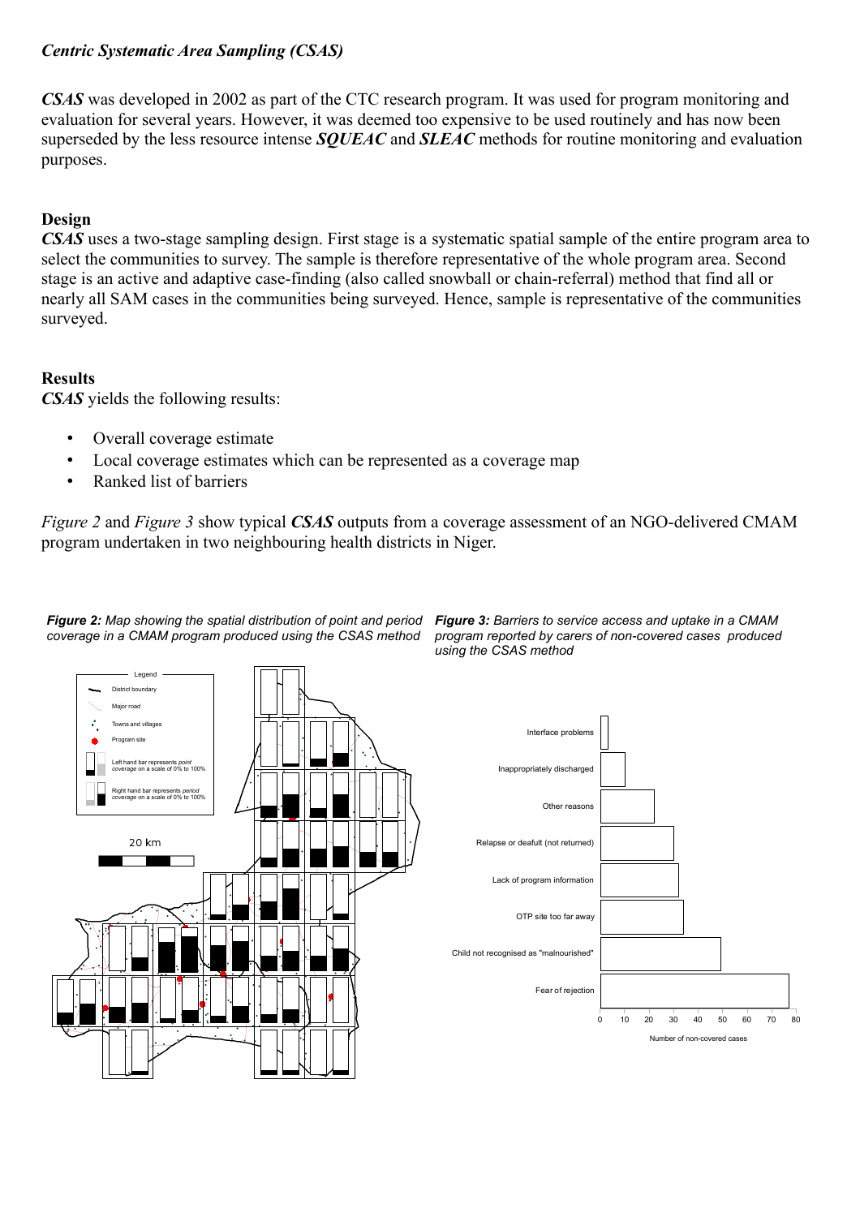### *Centric Systematic Area Sampling (CSAS)*

***CSAS*** was developed in 2002 as part of the CTC research program. It was used for program monitoring and evaluation for several years. However, it was deemed too expensive to be used routinely and has now been superseded by the less resource intense ***SQUEAC*** and ***SLEAC*** methods for routine monitoring and evaluation purposes.

**Design**

***CSAS*** uses a two-stage sampling design. First stage is a systematic spatial sample of the entire program area to select the communities to survey. The sample is therefore representative of the whole program area. Second stage is an active and adaptive case-finding (also called snowball or chain-referral) method that find all or nearly all SAM cases in the communities being surveyed. Hence, sample is representative of the communities surveyed.

**Results**

***CSAS*** yields the following results:

- Overall coverage estimate
- Local coverage estimates which can be represented as a coverage map
- Ranked list of barriers

*Figure 2* and *Figure 3* show typical ***CSAS*** outputs from a coverage assessment of an NGO-delivered CMAM program undertaken in two neighbouring health districts in Niger.

***Figure 2:*** *Map showing the spatial distribution of point and period coverage in a CMAM program produced using the CSAS method*

Legend
District boundary
Major road
Towns and villages
Program site
Left hand bar represents *point coverage* on a scale of 0% to 100%
Right hand bar represents *period coverage* on a scale of 0% to 100%
20 km

***Figure 3:*** *Barriers to service access and uptake in a CMAM program reported by carers of non-covered cases produced using the CSAS method*

Interface problems
Inappropriately discharged
Other reasons
Relapse or deafult (not returned)
Lack of program information
OTP site too far away
Child not recognised as "malnourished"
Fear of rejection
0 10 20 30 40 50 60 70 80
Number of non-covered cases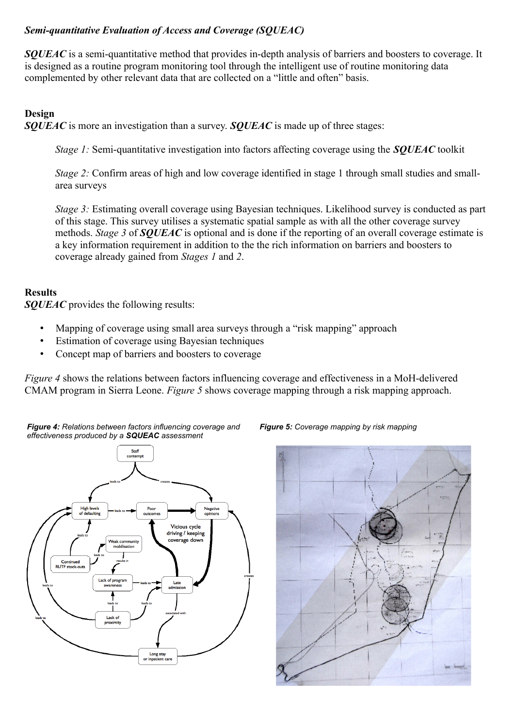### *Semi-quantitative Evaluation of Access and Coverage (SQUEAC)*

***SQUEAC*** is a semi-quantitative method that provides in-depth analysis of barriers and boosters to coverage. It is designed as a routine program monitoring tool through the intelligent use of routine monitoring data complemented by other relevant data that are collected on a "little and often" basis.

**Design**

***SQUEAC*** is more an investigation than a survey. ***SQUEAC*** is made up of three stages:

> *Stage 1:* Semi-quantitative investigation into factors affecting coverage using the ***SQUEAC*** toolkit
>
> *Stage 2:* Confirm areas of high and low coverage identified in stage 1 through small studies and small-area surveys
>
> *Stage 3:* Estimating overall coverage using Bayesian techniques. Likelihood survey is conducted as part of this stage. This survey utilises a systematic spatial sample as with all the other coverage survey methods. *Stage 3* of ***SQUEAC*** is optional and is done if the reporting of an overall coverage estimate is a key information requirement in addition to the the rich information on barriers and boosters to coverage already gained from *Stages 1* and *2*.

**Results**

***SQUEAC*** provides the following results:

- Mapping of coverage using small area surveys through a "risk mapping" approach
- Estimation of coverage using Bayesian techniques
- Concept map of barriers and boosters to coverage

*Figure 4* shows the relations between factors influencing coverage and effectiveness in a MoH-delivered CMAM program in Sierra Leone. *Figure 5* shows coverage mapping through a risk mapping approach.

***Figure 4:*** *Relations between factors influencing coverage and effectiveness produced by a **SQUEAC** assessment*

Staff contempt
leads to
creates
High levels of defaulting
leads to
Poor outcomes
Negative opinions
Vicious cycle driving / keeping coverage down
leads to
Weak community mobilisation
leads to
results in
Continued RUTF stock-outs
Lack of program awareness
leads to
Late admission
creates
leads to
leads to
leads to
Lack of proximity
associated with
leads to
Long stay or inpatient care

***Figure 5:*** *Coverage mapping by risk mapping*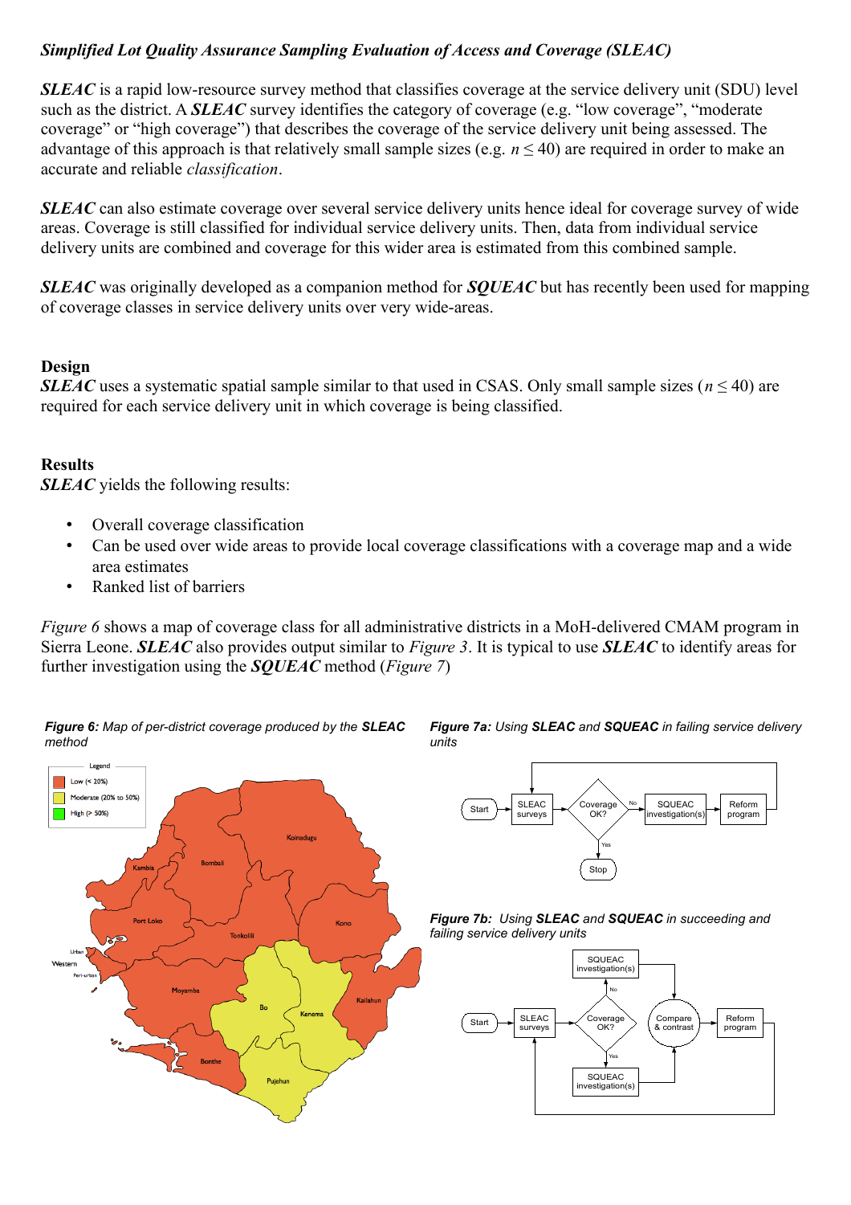### *Simplified Lot Quality Assurance Sampling Evaluation of Access and Coverage (SLEAC)*

***SLEAC*** is a rapid low-resource survey method that classifies coverage at the service delivery unit (SDU) level such as the district. A ***SLEAC*** survey identifies the category of coverage (e.g. "low coverage", "moderate coverage" or "high coverage") that describes the coverage of the service delivery unit being assessed. The advantage of this approach is that relatively small sample sizes (e.g. $n \leq 40$) are required in order to make an accurate and reliable *classification*.

***SLEAC*** can also estimate coverage over several service delivery units hence ideal for coverage survey of wide areas. Coverage is still classified for individual service delivery units. Then, data from individual service delivery units are combined and coverage for this wider area is estimated from this combined sample.

***SLEAC*** was originally developed as a companion method for ***SQUEAC*** but has recently been used for mapping of coverage classes in service delivery units over very wide-areas.

#### Design

***SLEAC*** uses a systematic spatial sample similar to that used in CSAS. Only small sample sizes ($n \leq 40$) are required for each service delivery unit in which coverage is being classified.

#### Results

***SLEAC*** yields the following results:

- Overall coverage classification
- Can be used over wide areas to provide local coverage classifications with a coverage map and a wide area estimates
- Ranked list of barriers

*Figure 6* shows a map of coverage class for all administrative districts in a MoH-delivered CMAM program in Sierra Leone. ***SLEAC*** also provides output similar to *Figure 3*. It is typical to use ***SLEAC*** to identify areas for further investigation using the ***SQUEAC*** method (*Figure 7*)

***Figure 6:*** *Map of per-district coverage produced by the* ***SLEAC*** *method*

Legend
Low (< 20%)
Moderate (20% to 50%)
High (> 50%)
Koinadugu
Kambia
Bombali
Port Loko
Tonkolili
Kono
Urban
Western
Peri-urban
Moyamba
Bo
Kenema
Kailahun
Bonthe
Pujehun

***Figure 7a:*** *Using* ***SLEAC*** *and* ***SQUEAC*** *in failing service delivery units*

Start
SLEAC surveys
Coverage OK?
No
Yes
SQUEAC investigation(s)
Reform program
Stop

***Figure 7b:*** *Using* ***SLEAC*** *and* ***SQUEAC*** *in succeeding and failing service delivery units*

SQUEAC investigation(s)
No
Start
SLEAC surveys
Coverage OK?
Compare & contrast
Reform program
Yes
SQUEAC investigation(s)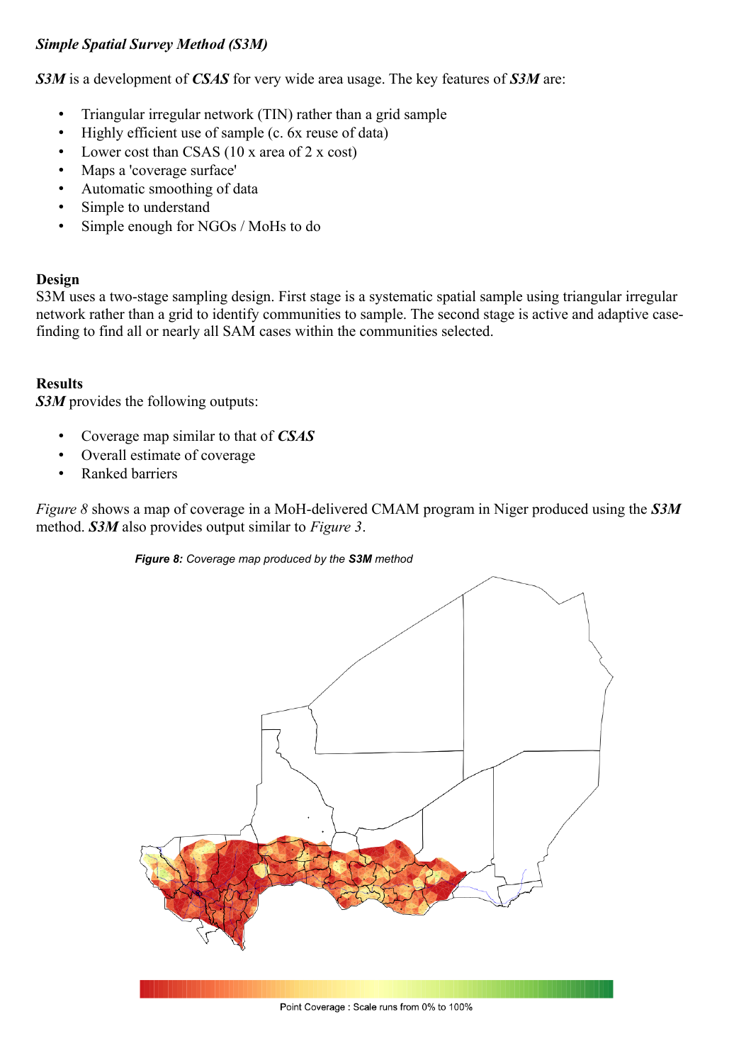***Simple Spatial Survey Method (S3M)***

***S3M*** is a development of ***CSAS*** for very wide area usage. The key features of ***S3M*** are:

- Triangular irregular network (TIN) rather than a grid sample
- Highly efficient use of sample (c. 6x reuse of data)
- Lower cost than CSAS (10 x area of 2 x cost)
- Maps a 'coverage surface'
- Automatic smoothing of data
- Simple to understand
- Simple enough for NGOs / MoHs to do

**Design**

S3M uses a two-stage sampling design. First stage is a systematic spatial sample using triangular irregular network rather than a grid to identify communities to sample. The second stage is active and adaptive case-finding to find all or nearly all SAM cases within the communities selected.

**Results**

***S3M*** provides the following outputs:

- Coverage map similar to that of ***CSAS***
- Overall estimate of coverage
- Ranked barriers

*Figure 8* shows a map of coverage in a MoH-delivered CMAM program in Niger produced using the ***S3M*** method. ***S3M*** also provides output similar to *Figure 3*.

***Figure 8:*** *Coverage map produced by the* ***S3M*** *method*

Point Coverage : Scale runs from 0% to 100%